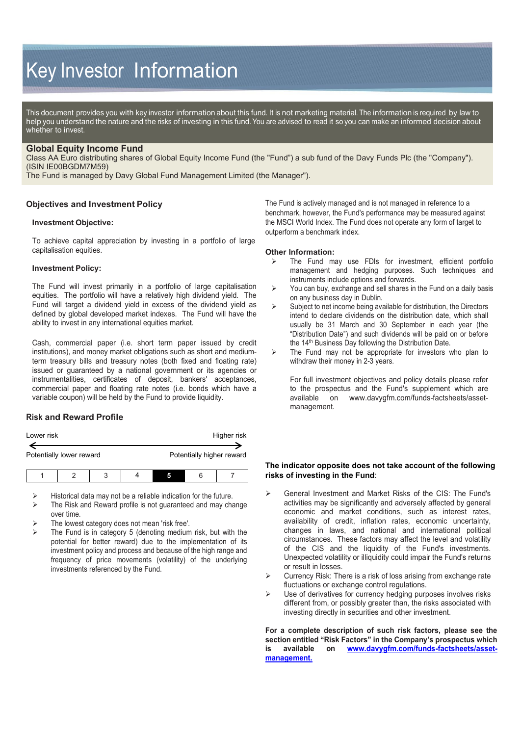# Key Investor Information

This document provides you with key investor information about this fund. It is not marketing material. The information is required by law to help you understand the nature and the risks of investing in this fund. You are advised to read it so you can make an informed decision about whether to invest.

## Global Equity Income Fund

Class AA Euro distributing shares of Global Equity Income Fund (the "Fund") a sub fund of the Davy Funds Plc (the "Company"). (ISIN IE00BGDM7M59)

The Fund is managed by Davy Global Fund Management Limited (the Manager").

### Objectives and Investment Policy

**Investment Objective:**

To achieve capital appreciation by investing in a portfolio of large capitalisation equities.

**Investment Policy:**

The Fund will invest primarily in a portfolio of large capitalisation equities. The portfolio will have a relatively high dividend yield. The Fund will target a dividend yield in excess of the dividend yield as defined by global developed market indexes. The Fund will have the ability to invest in any international equities market.

Cash, commercial paper (i.e. short term paper issued by credit institutions), and money market obligations such as short and medium-term treasury bills and treasury notes (both fixed and floating rate) issued or guaranteed by a national government or its agencies or instrumentalities, certificates of deposit, bankers' acceptances, commercial paper and floating rate notes (i.e. bonds which have a variable coupon) will be held by the Fund to provide liquidity.

The Fund is actively managed and is not managed in reference to a benchmark, however, the Fund's performance may be measured against the MSCI World Index. The Fund does not operate any form of target to outperform a benchmark index.

**Other Information:**

- The Fund may use FDIs for investment, efficient portfolio management and hedging purposes. Such techniques and instruments include options and forwards.
- You can buy, exchange and sell shares in the Fund on a daily basis on any business day in Dublin.
- Subject to net income being available for distribution, the Directors intend to declare dividends on the distribution date, which shall usually be 31 March and 30 September in each year (the "Distribution Date") and such dividends will be paid on or before the 14th Business Day following the Distribution Date.
- The Fund may not be appropriate for investors who plan to withdraw their money in 2-3 years.

  For full investment objectives and policy details please refer to the prospectus and the Fund's supplement which are available on www.davygfm.com/funds-factsheets/asset-management.

### Risk and Reward Profile

Lower risk ← → Higher risk

Potentially lower reward — Potentially higher reward

| 1 | 2 | 3 | 4 | **5** | 6 | 7 |
|---|---|---|---|---|---|---|

- Historical data may not be a reliable indication for the future.
- The Risk and Reward profile is not guaranteed and may change over time.
- The lowest category does not mean 'risk free'.
- The Fund is in category 5 (denoting medium risk, but with the potential for better reward) due to the implementation of its investment policy and process and because of the high range and frequency of price movements (volatility) of the underlying investments referenced by the Fund.

**The indicator opposite does not take account of the following risks of investing in the Fund**:

- General Investment and Market Risks of the CIS: The Fund's activities may be significantly and adversely affected by general economic and market conditions, such as interest rates, availability of credit, inflation rates, economic uncertainty, changes in laws, and national and international political circumstances. These factors may affect the level and volatility of the CIS and the liquidity of the Fund's investments. Unexpected volatility or illiquidity could impair the Fund's returns or result in losses.
- Currency Risk: There is a risk of loss arising from exchange rate fluctuations or exchange control regulations.
- Use of derivatives for currency hedging purposes involves risks different from, or possibly greater than, the risks associated with investing directly in securities and other investment.

**For a complete description of such risk factors, please see the section entitled "Risk Factors" in the Company's prospectus which is available on [www.davygfm.com/funds-factsheets/asset-management.](www.davygfm.com/funds-factsheets/asset-management)**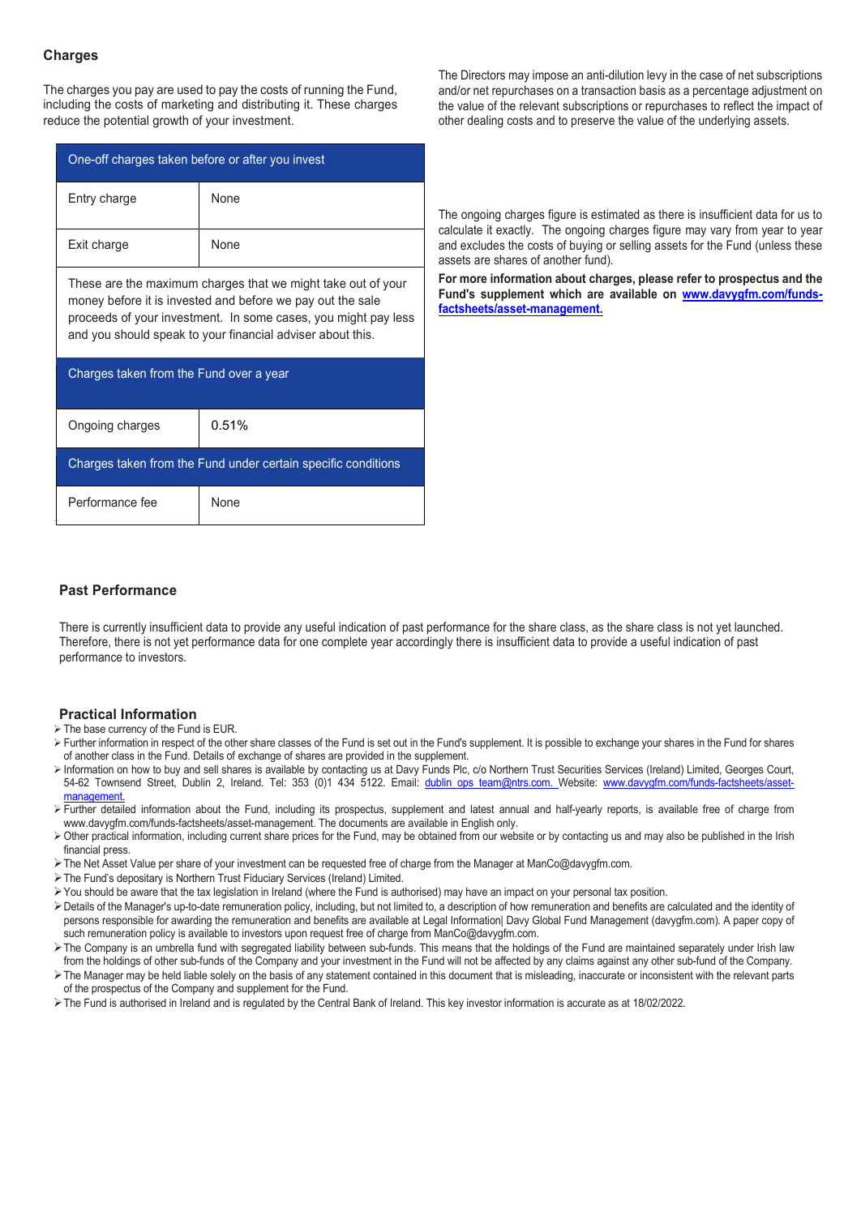## Charges

The charges you pay are used to pay the costs of running the Fund, including the costs of marketing and distributing it. These charges reduce the potential growth of your investment.

| | |
|---|---|
| **One-off charges taken before or after you invest** | |
| Entry charge | None |
| Exit charge | None |
| These are the maximum charges that we might take out of your money before it is invested and before we pay out the sale proceeds of your investment. In some cases, you might pay less and you should speak to your financial adviser about this. | |
| **Charges taken from the Fund over a year** | |
| Ongoing charges | 0.51% |
| **Charges taken from the Fund under certain specific conditions** | |
| Performance fee | None |

The Directors may impose an anti-dilution levy in the case of net subscriptions and/or net repurchases on a transaction basis as a percentage adjustment on the value of the relevant subscriptions or repurchases to reflect the impact of other dealing costs and to preserve the value of the underlying assets.

The ongoing charges figure is estimated as there is insufficient data for us to calculate it exactly. The ongoing charges figure may vary from year to year and excludes the costs of buying or selling assets for the Fund (unless these assets are shares of another fund).

**For more information about charges, please refer to prospectus and the Fund's supplement which are available on [www.davygfm.com/funds-factsheets/asset-management.](www.davygfm.com/funds-factsheets/asset-management)**

## Past Performance

There is currently insufficient data to provide any useful indication of past performance for the share class, as the share class is not yet launched. Therefore, there is not yet performance data for one complete year accordingly there is insufficient data to provide a useful indication of past performance to investors.

## Practical Information

- The base currency of the Fund is EUR.
- Further information in respect of the other share classes of the Fund is set out in the Fund's supplement. It is possible to exchange your shares in the Fund for shares of another class in the Fund. Details of exchange of shares are provided in the supplement.
- Information on how to buy and sell shares is available by contacting us at Davy Funds Plc, c/o Northern Trust Securities Services (Ireland) Limited, Georges Court, 54-62 Townsend Street, Dublin 2, Ireland. Tel: 353 (0)1 434 5122. Email: dublin_ops_team@ntrs.com. Website: www.davygfm.com/funds-factsheets/asset-management.
- Further detailed information about the Fund, including its prospectus, supplement and latest annual and half-yearly reports, is available free of charge from www.davygfm.com/funds-factsheets/asset-management. The documents are available in English only.
- Other practical information, including current share prices for the Fund, may be obtained from our website or by contacting us and may also be published in the Irish financial press.
- The Net Asset Value per share of your investment can be requested free of charge from the Manager at ManCo@davygfm.com.
- The Fund's depositary is Northern Trust Fiduciary Services (Ireland) Limited.
- You should be aware that the tax legislation in Ireland (where the Fund is authorised) may have an impact on your personal tax position.
- Details of the Manager's up-to-date remuneration policy, including, but not limited to, a description of how remuneration and benefits are calculated and the identity of persons responsible for awarding the remuneration and benefits are available at Legal Information| Davy Global Fund Management (davygfm.com). A paper copy of such remuneration policy is available to investors upon request free of charge from ManCo@davygfm.com.
- The Company is an umbrella fund with segregated liability between sub-funds. This means that the holdings of the Fund are maintained separately under Irish law from the holdings of other sub-funds of the Company and your investment in the Fund will not be affected by any claims against any other sub-fund of the Company.
- The Manager may be held liable solely on the basis of any statement contained in this document that is misleading, inaccurate or inconsistent with the relevant parts of the prospectus of the Company and supplement for the Fund.
- The Fund is authorised in Ireland and is regulated by the Central Bank of Ireland. This key investor information is accurate as at 18/02/2022.